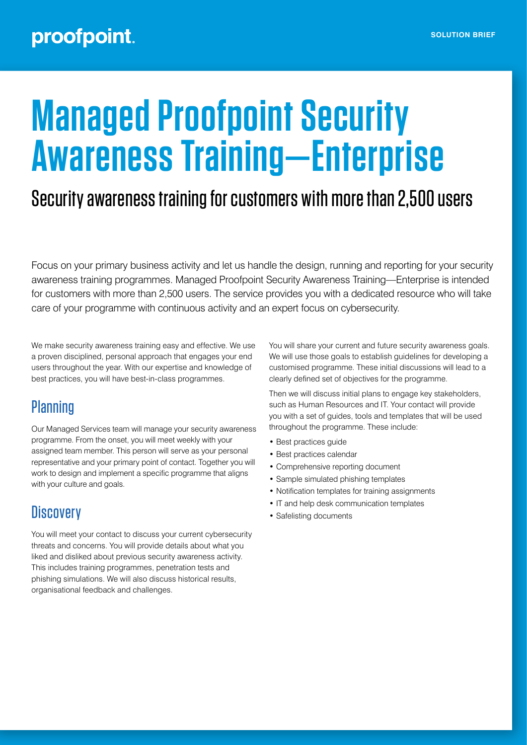proofpoint.

SOLUTION BRIEF

# Managed Proofpoint Security Awareness Training—Enterprise

## Security awareness training for customers with more than 2,500 users

Focus on your primary business activity and let us handle the design, running and reporting for your security awareness training programmes. Managed Proofpoint Security Awareness Training—Enterprise is intended for customers with more than 2,500 users. The service provides you with a dedicated resource who will take care of your programme with continuous activity and an expert focus on cybersecurity.

We make security awareness training easy and effective. We use a proven disciplined, personal approach that engages your end users throughout the year. With our expertise and knowledge of best practices, you will have best-in-class programmes.

## Planning

Our Managed Services team will manage your security awareness programme. From the onset, you will meet weekly with your assigned team member. This person will serve as your personal representative and your primary point of contact. Together you will work to design and implement a specific programme that aligns with your culture and goals.

## Discovery

You will meet your contact to discuss your current cybersecurity threats and concerns. You will provide details about what you liked and disliked about previous security awareness activity. This includes training programmes, penetration tests and phishing simulations. We will also discuss historical results, organisational feedback and challenges.

You will share your current and future security awareness goals. We will use those goals to establish guidelines for developing a customised programme. These initial discussions will lead to a clearly defined set of objectives for the programme.

Then we will discuss initial plans to engage key stakeholders, such as Human Resources and IT. Your contact will provide you with a set of guides, tools and templates that will be used throughout the programme. These include:

- Best practices guide
- Best practices calendar
- Comprehensive reporting document
- Sample simulated phishing templates
- Notification templates for training assignments
- IT and help desk communication templates
- Safelisting documents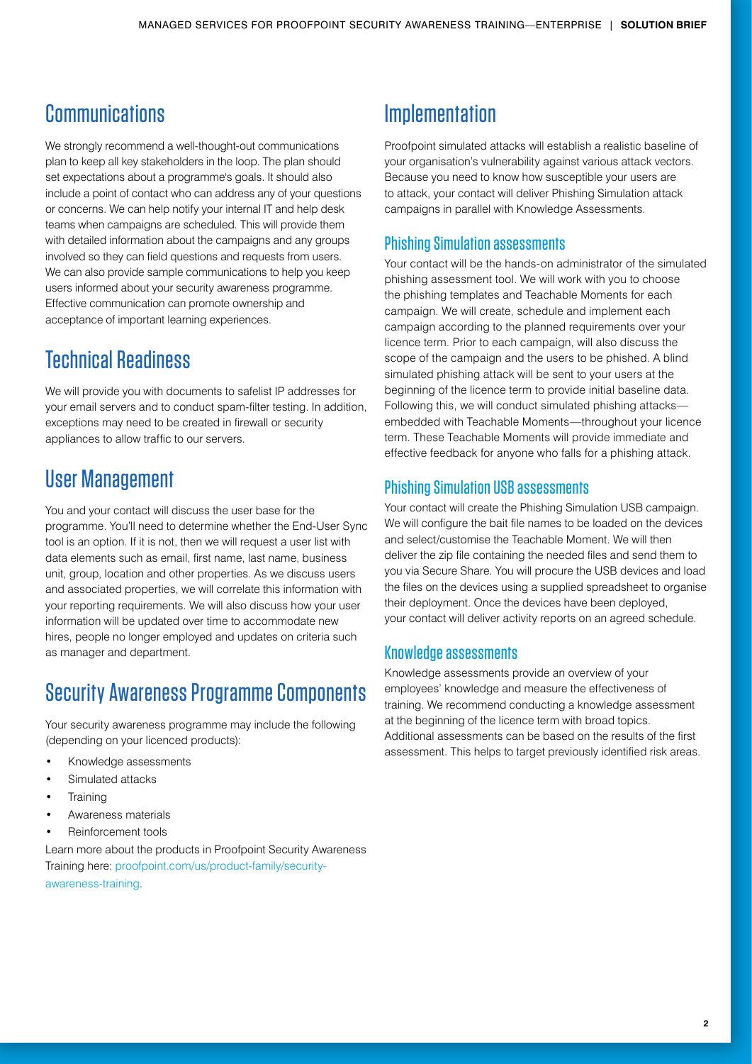## Communications

We strongly recommend a well-thought-out communications plan to keep all key stakeholders in the loop. The plan should set expectations about a programme's goals. It should also include a point of contact who can address any of your questions or concerns. We can help notify your internal IT and help desk teams when campaigns are scheduled. This will provide them with detailed information about the campaigns and any groups involved so they can field questions and requests from users. We can also provide sample communications to help you keep users informed about your security awareness programme. Effective communication can promote ownership and acceptance of important learning experiences.

## Technical Readiness

We will provide you with documents to safelist IP addresses for your email servers and to conduct spam-filter testing. In addition, exceptions may need to be created in firewall or security appliances to allow traffic to our servers.

## User Management

You and your contact will discuss the user base for the programme. You'll need to determine whether the End-User Sync tool is an option. If it is not, then we will request a user list with data elements such as email, first name, last name, business unit, group, location and other properties. As we discuss users and associated properties, we will correlate this information with your reporting requirements. We will also discuss how your user information will be updated over time to accommodate new hires, people no longer employed and updates on criteria such as manager and department.

## Security Awareness Programme Components

Your security awareness programme may include the following (depending on your licenced products):

- Knowledge assessments
- Simulated attacks
- Training
- Awareness materials
- Reinforcement tools

Learn more about the products in Proofpoint Security Awareness Training here: proofpoint.com/us/product-family/security-awareness-training.

## Implementation

Proofpoint simulated attacks will establish a realistic baseline of your organisation's vulnerability against various attack vectors. Because you need to know how susceptible your users are to attack, your contact will deliver Phishing Simulation attack campaigns in parallel with Knowledge Assessments.

### Phishing Simulation assessments

Your contact will be the hands-on administrator of the simulated phishing assessment tool. We will work with you to choose the phishing templates and Teachable Moments for each campaign. We will create, schedule and implement each campaign according to the planned requirements over your licence term. Prior to each campaign, will also discuss the scope of the campaign and the users to be phished. A blind simulated phishing attack will be sent to your users at the beginning of the licence term to provide initial baseline data. Following this, we will conduct simulated phishing attacks—embedded with Teachable Moments—throughout your licence term. These Teachable Moments will provide immediate and effective feedback for anyone who falls for a phishing attack.

### Phishing Simulation USB assessments

Your contact will create the Phishing Simulation USB campaign. We will configure the bait file names to be loaded on the devices and select/customise the Teachable Moment. We will then deliver the zip file containing the needed files and send them to you via Secure Share. You will procure the USB devices and load the files on the devices using a supplied spreadsheet to organise their deployment. Once the devices have been deployed, your contact will deliver activity reports on an agreed schedule.

### Knowledge assessments

Knowledge assessments provide an overview of your employees' knowledge and measure the effectiveness of training. We recommend conducting a knowledge assessment at the beginning of the licence term with broad topics. Additional assessments can be based on the results of the first assessment. This helps to target previously identified risk areas.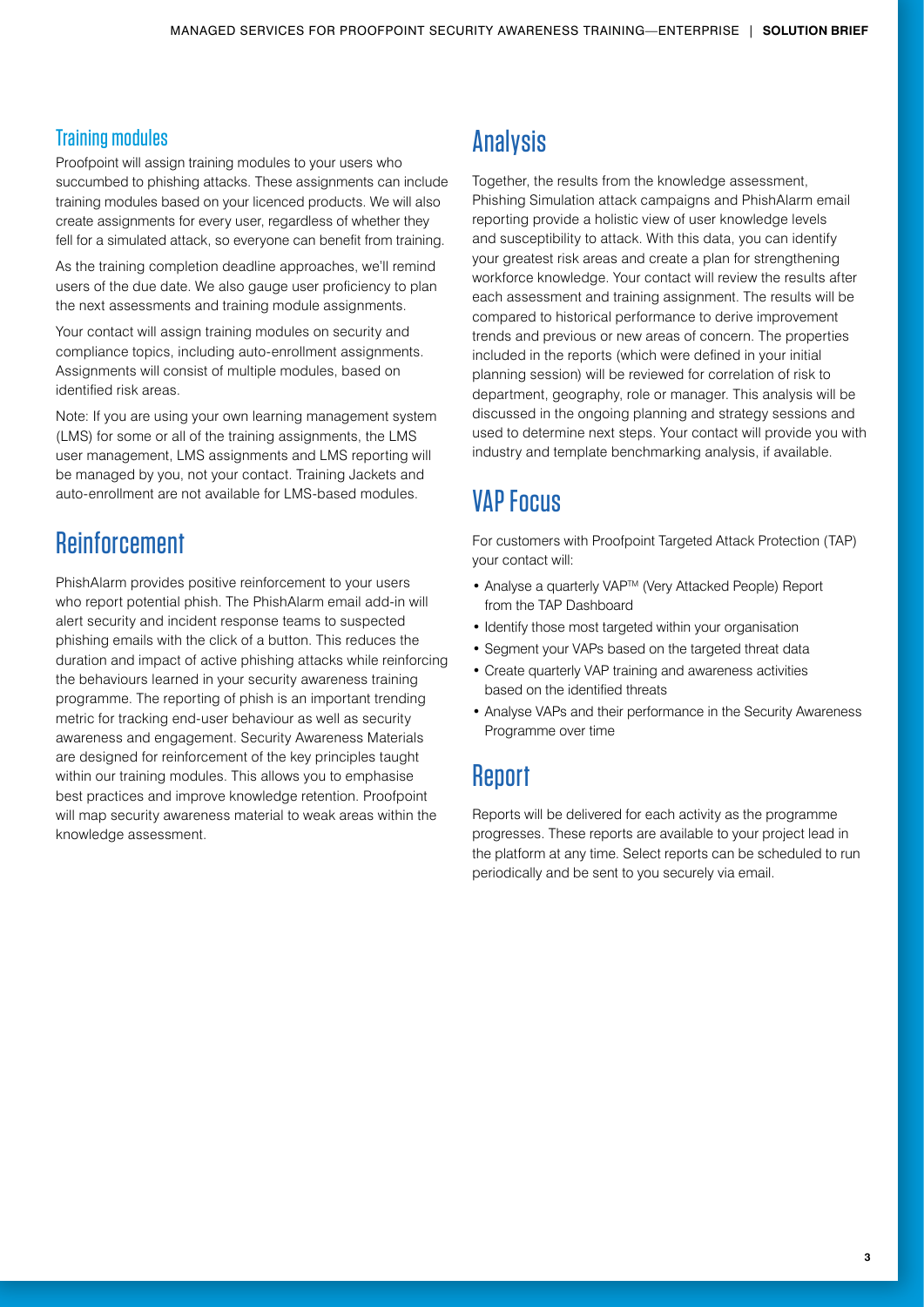### Training modules

Proofpoint will assign training modules to your users who succumbed to phishing attacks. These assignments can include training modules based on your licenced products. We will also create assignments for every user, regardless of whether they fell for a simulated attack, so everyone can benefit from training.

As the training completion deadline approaches, we'll remind users of the due date. We also gauge user proficiency to plan the next assessments and training module assignments.

Your contact will assign training modules on security and compliance topics, including auto-enrollment assignments. Assignments will consist of multiple modules, based on identified risk areas.

Note: If you are using your own learning management system (LMS) for some or all of the training assignments, the LMS user management, LMS assignments and LMS reporting will be managed by you, not your contact. Training Jackets and auto-enrollment are not available for LMS-based modules.

## Reinforcement

PhishAlarm provides positive reinforcement to your users who report potential phish. The PhishAlarm email add-in will alert security and incident response teams to suspected phishing emails with the click of a button. This reduces the duration and impact of active phishing attacks while reinforcing the behaviours learned in your security awareness training programme. The reporting of phish is an important trending metric for tracking end-user behaviour as well as security awareness and engagement. Security Awareness Materials are designed for reinforcement of the key principles taught within our training modules. This allows you to emphasise best practices and improve knowledge retention. Proofpoint will map security awareness material to weak areas within the knowledge assessment.

## Analysis

Together, the results from the knowledge assessment, Phishing Simulation attack campaigns and PhishAlarm email reporting provide a holistic view of user knowledge levels and susceptibility to attack. With this data, you can identify your greatest risk areas and create a plan for strengthening workforce knowledge. Your contact will review the results after each assessment and training assignment. The results will be compared to historical performance to derive improvement trends and previous or new areas of concern. The properties included in the reports (which were defined in your initial planning session) will be reviewed for correlation of risk to department, geography, role or manager. This analysis will be discussed in the ongoing planning and strategy sessions and used to determine next steps. Your contact will provide you with industry and template benchmarking analysis, if available.

## VAP Focus

For customers with Proofpoint Targeted Attack Protection (TAP) your contact will:

- Analyse a quarterly VAP™ (Very Attacked People) Report from the TAP Dashboard
- Identify those most targeted within your organisation
- Segment your VAPs based on the targeted threat data
- Create quarterly VAP training and awareness activities based on the identified threats
- Analyse VAPs and their performance in the Security Awareness Programme over time

## Report

Reports will be delivered for each activity as the programme progresses. These reports are available to your project lead in the platform at any time. Select reports can be scheduled to run periodically and be sent to you securely via email.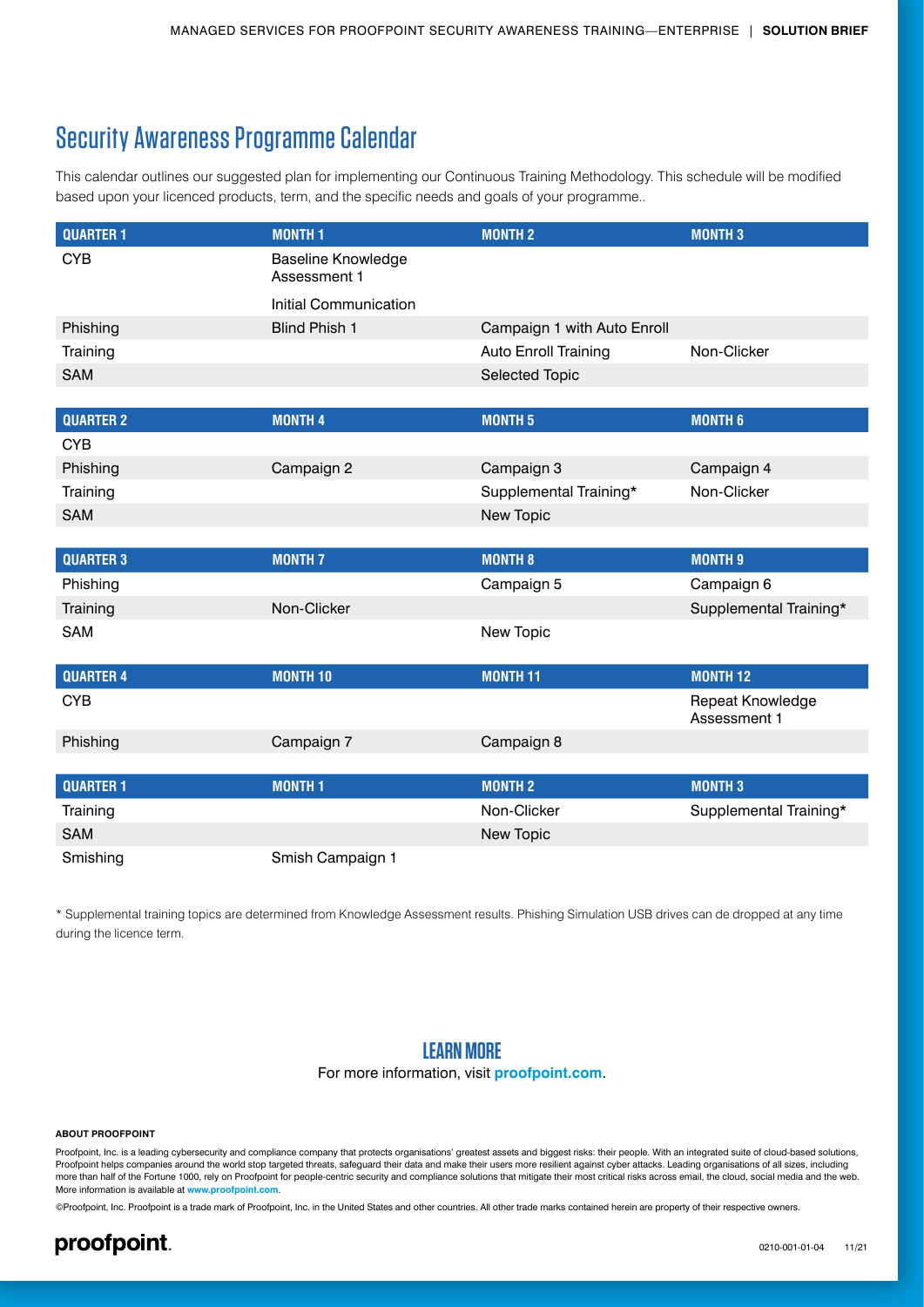## Security Awareness Programme Calendar

This calendar outlines our suggested plan for implementing our Continuous Training Methodology. This schedule will be modified based upon your licenced products, term, and the specific needs and goals of your programme..

| QUARTER 1 | MONTH 1 | MONTH 2 | MONTH 3 |
|---|---|---|---|
| CYB | Baseline Knowledge Assessment 1 | | |
| | Initial Communication | | |
| Phishing | Blind Phish 1 | Campaign 1 with Auto Enroll | |
| Training | | Auto Enroll Training | Non-Clicker |
| SAM | | Selected Topic | |

| QUARTER 2 | MONTH 4 | MONTH 5 | MONTH 6 |
|---|---|---|---|
| CYB | | | |
| Phishing | Campaign 2 | Campaign 3 | Campaign 4 |
| Training | | Supplemental Training* | Non-Clicker |
| SAM | | New Topic | |

| QUARTER 3 | MONTH 7 | MONTH 8 | MONTH 9 |
|---|---|---|---|
| Phishing | | Campaign 5 | Campaign 6 |
| Training | Non-Clicker | | Supplemental Training* |
| SAM | | New Topic | |

| QUARTER 4 | MONTH 10 | MONTH 11 | MONTH 12 |
|---|---|---|---|
| CYB | | | Repeat Knowledge Assessment 1 |
| Phishing | Campaign 7 | Campaign 8 | |

| QUARTER 1 | MONTH 1 | MONTH 2 | MONTH 3 |
|---|---|---|---|
| Training | | Non-Clicker | Supplemental Training* |
| SAM | | New Topic | |
| Smishing | Smish Campaign 1 | | |

* Supplemental training topics are determined from Knowledge Assessment results. Phishing Simulation USB drives can de dropped at any time during the licence term.

## LEARN MORE

For more information, visit **proofpoint.com**.

**ABOUT PROOFPOINT**

Proofpoint, Inc. is a leading cybersecurity and compliance company that protects organisations' greatest assets and biggest risks: their people. With an integrated suite of cloud-based solutions, Proofpoint helps companies around the world stop targeted threats, safeguard their data and make their users more resilient against cyber attacks. Leading organisations of all sizes, including more than half of the Fortune 1000, rely on Proofpoint for people-centric security and compliance solutions that mitigate their most critical risks across email, the cloud, social media and the web. More information is available at **www.proofpoint.com**.

©Proofpoint, Inc. Proofpoint is a trade mark of Proofpoint, Inc. in the United States and other countries. All other trade marks contained herein are property of their respective owners.

proofpoint.

0210-001-01-04 11/21